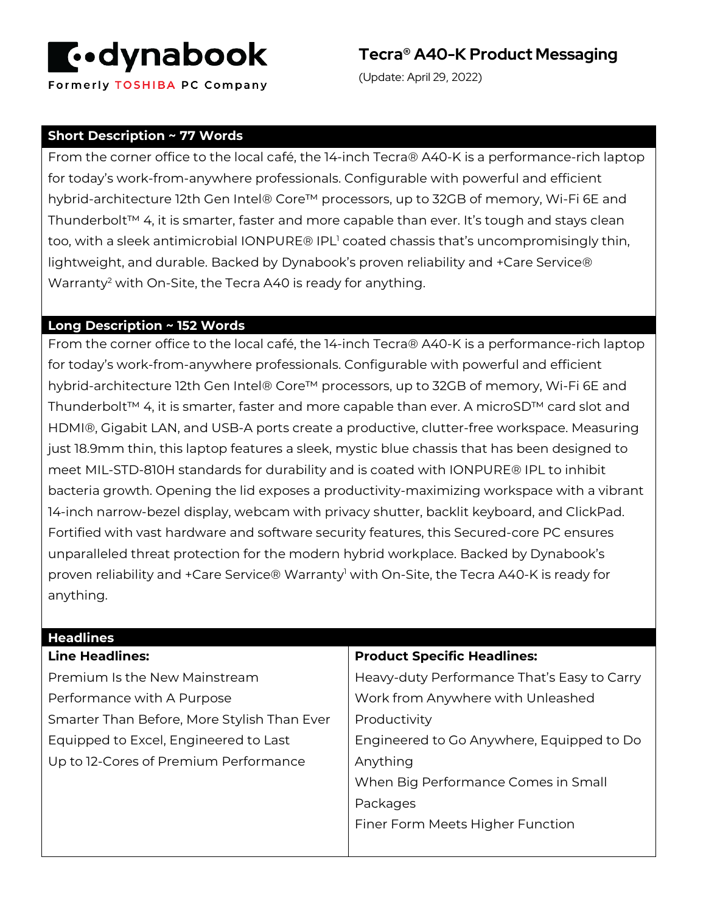# dynabook

Formerly TOSHIBA PC Company

## Tecra® A40-K Product Messaging

(Update: April 29, 2022)

### Short Description ~ 77 Words

From the corner office to the local café, the 14-inch Tecra® A40-K is a performance-rich laptop for today's work-from-anywhere professionals. Configurable with powerful and efficient hybrid-architecture 12th Gen Intel® Core™ processors, up to 32GB of memory, Wi-Fi 6E and Thunderbolt™ 4, it is smarter, faster and more capable than ever. It's tough and stays clean too, with a sleek antimicrobial IONPURE® IPL[1] coated chassis that's uncompromisingly thin, lightweight, and durable. Backed by Dynabook's proven reliability and +Care Service® Warranty[2] with On-Site, the Tecra A40 is ready for anything.

### Long Description ~ 152 Words

From the corner office to the local café, the 14-inch Tecra® A40-K is a performance-rich laptop for today's work-from-anywhere professionals. Configurable with powerful and efficient hybrid-architecture 12th Gen Intel® Core™ processors, up to 32GB of memory, Wi-Fi 6E and Thunderbolt™ 4, it is smarter, faster and more capable than ever. A microSD™ card slot and HDMI®, Gigabit LAN, and USB-A ports create a productive, clutter-free workspace. Measuring just 18.9mm thin, this laptop features a sleek, mystic blue chassis that has been designed to meet MIL-STD-810H standards for durability and is coated with IONPURE® IPL to inhibit bacteria growth. Opening the lid exposes a productivity-maximizing workspace with a vibrant 14-inch narrow-bezel display, webcam with privacy shutter, backlit keyboard, and ClickPad. Fortified with vast hardware and software security features, this Secured-core PC ensures unparalleled threat protection for the modern hybrid workplace. Backed by Dynabook's proven reliability and +Care Service® Warranty[1] with On-Site, the Tecra A40-K is ready for anything.

### Headlines

| Line Headlines: | Product Specific Headlines: |
|---|---|
| Premium Is the New Mainstream | Heavy-duty Performance That's Easy to Carry |
| Performance with A Purpose | Work from Anywhere with Unleashed Productivity |
| Smarter Than Before, More Stylish Than Ever | Engineered to Go Anywhere, Equipped to Do Anything |
| Equipped to Excel, Engineered to Last | When Big Performance Comes in Small Packages |
| Up to 12-Cores of Premium Performance | Finer Form Meets Higher Function |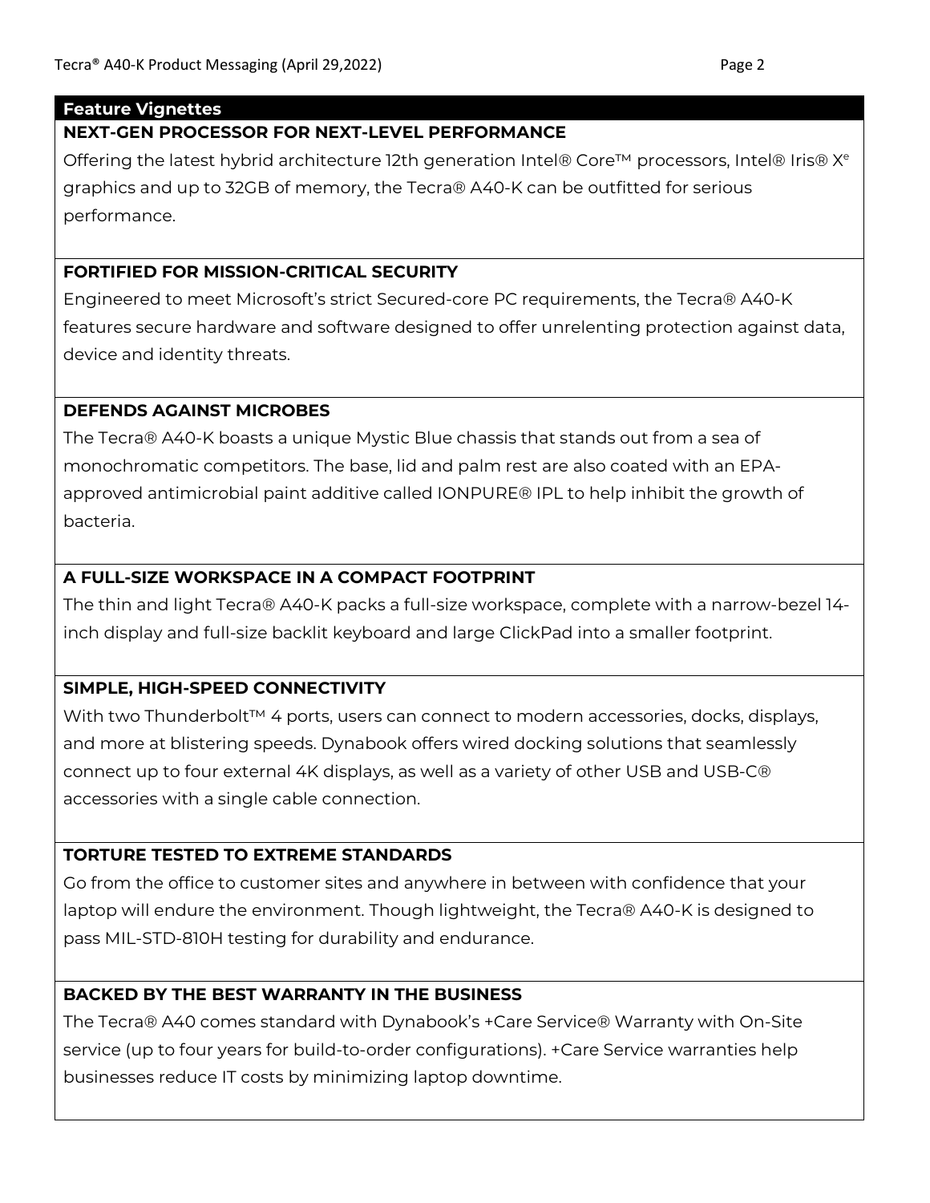## Feature Vignettes

### NEXT-GEN PROCESSOR FOR NEXT-LEVEL PERFORMANCE

Offering the latest hybrid architecture 12th generation Intel® Core™ processors, Intel® Iris® Xᵉ graphics and up to 32GB of memory, the Tecra® A40-K can be outfitted for serious performance.

### FORTIFIED FOR MISSION-CRITICAL SECURITY

Engineered to meet Microsoft's strict Secured-core PC requirements, the Tecra® A40-K features secure hardware and software designed to offer unrelenting protection against data, device and identity threats.

### DEFENDS AGAINST MICROBES

The Tecra® A40-K boasts a unique Mystic Blue chassis that stands out from a sea of monochromatic competitors. The base, lid and palm rest are also coated with an EPA-approved antimicrobial paint additive called IONPURE® IPL to help inhibit the growth of bacteria.

### A FULL-SIZE WORKSPACE IN A COMPACT FOOTPRINT

The thin and light Tecra® A40-K packs a full-size workspace, complete with a narrow-bezel 14-inch display and full-size backlit keyboard and large ClickPad into a smaller footprint.

### SIMPLE, HIGH-SPEED CONNECTIVITY

With two Thunderbolt™ 4 ports, users can connect to modern accessories, docks, displays, and more at blistering speeds. Dynabook offers wired docking solutions that seamlessly connect up to four external 4K displays, as well as a variety of other USB and USB-C® accessories with a single cable connection.

### TORTURE TESTED TO EXTREME STANDARDS

Go from the office to customer sites and anywhere in between with confidence that your laptop will endure the environment. Though lightweight, the Tecra® A40-K is designed to pass MIL-STD-810H testing for durability and endurance.

### BACKED BY THE BEST WARRANTY IN THE BUSINESS

The Tecra® A40 comes standard with Dynabook's +Care Service® Warranty with On-Site service (up to four years for build-to-order configurations). +Care Service warranties help businesses reduce IT costs by minimizing laptop downtime.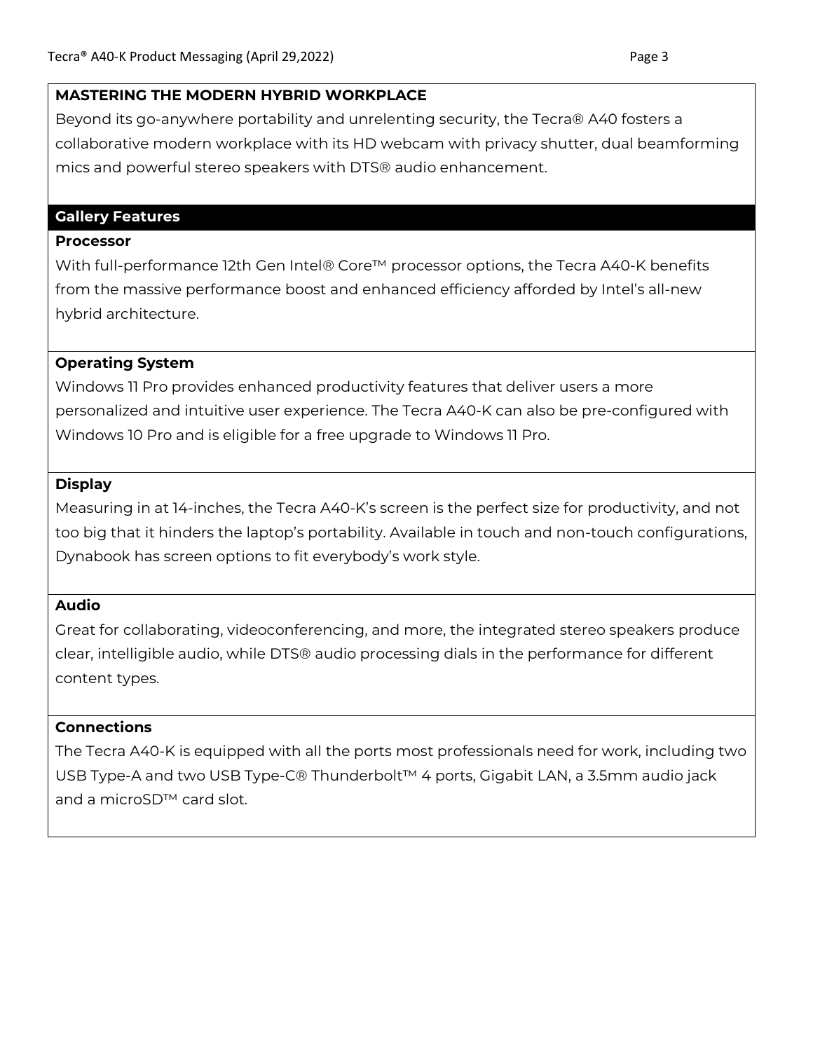## MASTERING THE MODERN HYBRID WORKPLACE

Beyond its go-anywhere portability and unrelenting security, the Tecra® A40 fosters a collaborative modern workplace with its HD webcam with privacy shutter, dual beamforming mics and powerful stereo speakers with DTS® audio enhancement.

## Gallery Features

### Processor

With full-performance 12th Gen Intel® Core™ processor options, the Tecra A40-K benefits from the massive performance boost and enhanced efficiency afforded by Intel's all-new hybrid architecture.

### Operating System

Windows 11 Pro provides enhanced productivity features that deliver users a more personalized and intuitive user experience. The Tecra A40-K can also be pre-configured with Windows 10 Pro and is eligible for a free upgrade to Windows 11 Pro.

### Display

Measuring in at 14-inches, the Tecra A40-K's screen is the perfect size for productivity, and not too big that it hinders the laptop's portability. Available in touch and non-touch configurations, Dynabook has screen options to fit everybody's work style.

### Audio

Great for collaborating, videoconferencing, and more, the integrated stereo speakers produce clear, intelligible audio, while DTS® audio processing dials in the performance for different content types.

### Connections

The Tecra A40-K is equipped with all the ports most professionals need for work, including two USB Type-A and two USB Type-C® Thunderbolt™ 4 ports, Gigabit LAN, a 3.5mm audio jack and a microSD™ card slot.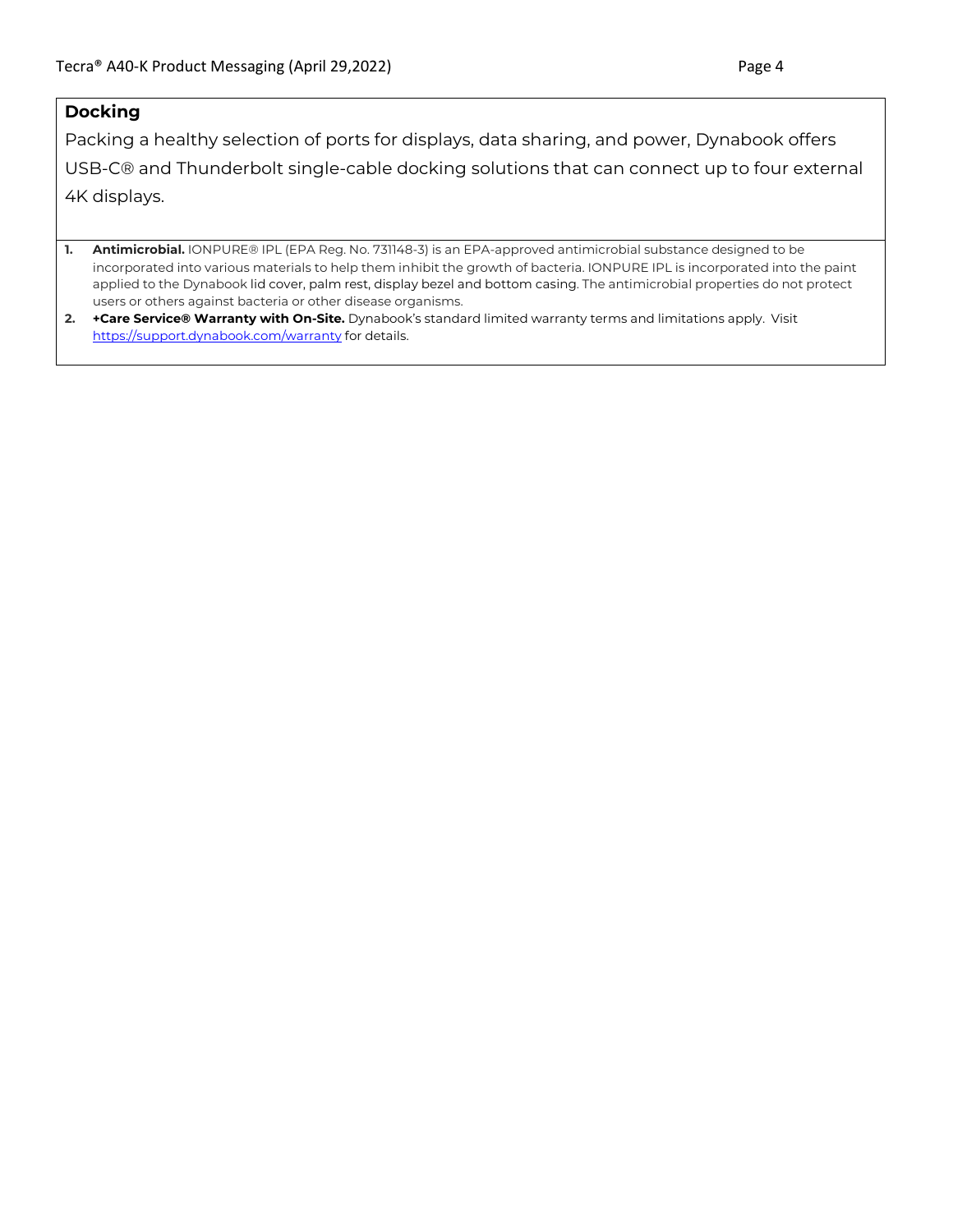## Docking

Packing a healthy selection of ports for displays, data sharing, and power, Dynabook offers USB-C® and Thunderbolt single-cable docking solutions that can connect up to four external 4K displays.

1. **Antimicrobial.** IONPURE® IPL (EPA Reg. No. 731148-3) is an EPA-approved antimicrobial substance designed to be incorporated into various materials to help them inhibit the growth of bacteria. IONPURE IPL is incorporated into the paint applied to the Dynabook lid cover, palm rest, display bezel and bottom casing. The antimicrobial properties do not protect users or others against bacteria or other disease organisms.
2. **+Care Service® Warranty with On-Site.** Dynabook's standard limited warranty terms and limitations apply. Visit https://support.dynabook.com/warranty for details.